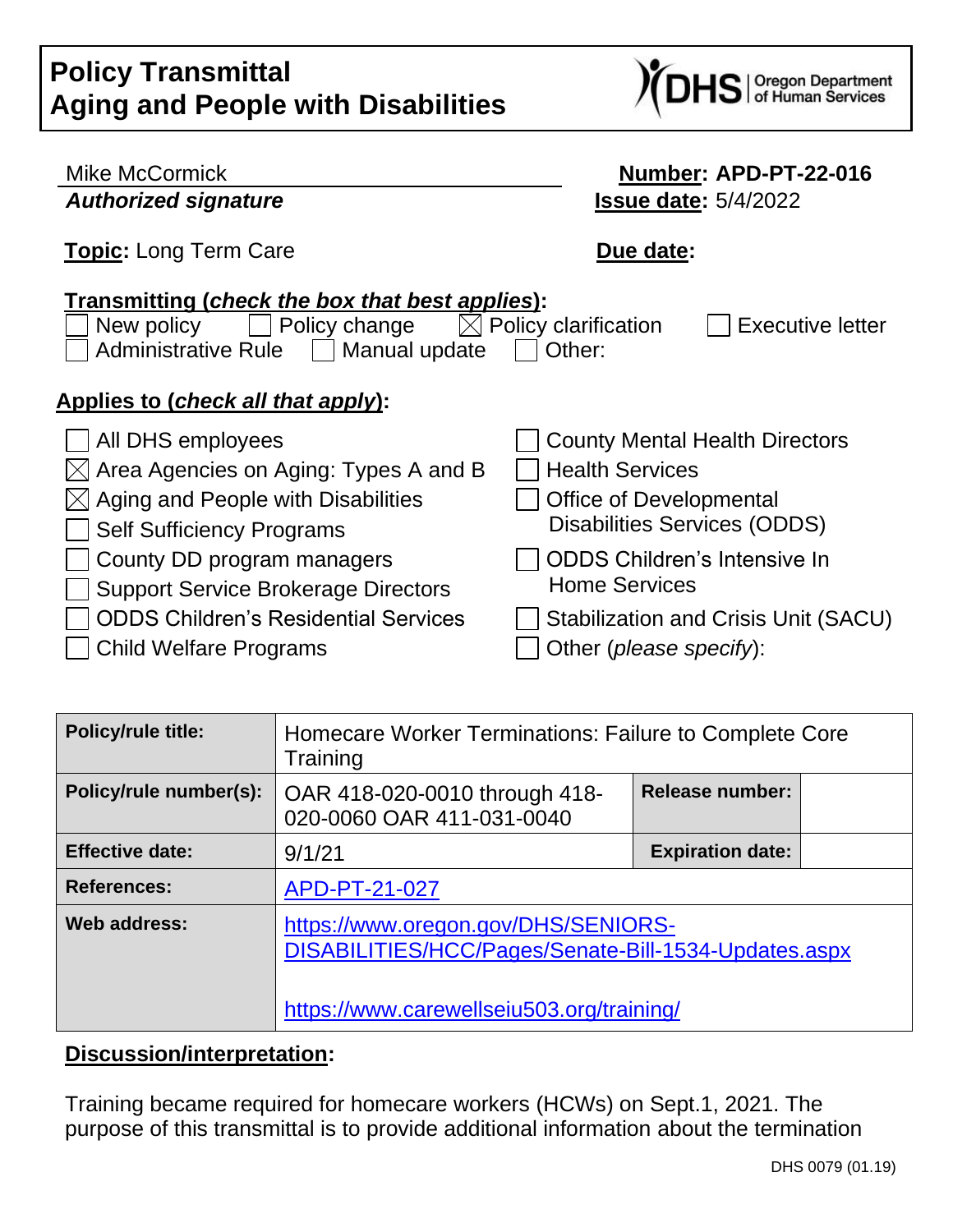# Policy Transmittal
# Aging and People with Disabilities

DHS | Oregon Department of Human Services

Mike McCormick
***Authorized signature***

**Number:** APD-PT-22-016
**Issue date:** 5/4/2022

**Topic:** Long Term Care

**Due date:**

**Transmitting (*check the box that best applies*):**

☐ New policy ☐ Policy change ☒ Policy clarification ☐ Executive letter
☐ Administrative Rule ☐ Manual update ☐ Other:

**Applies to (*check all that apply*):**

☐ All DHS employees
☒ Area Agencies on Aging: Types A and B
☒ Aging and People with Disabilities
☐ Self Sufficiency Programs
☐ County DD program managers
☐ Support Service Brokerage Directors
☐ ODDS Children's Residential Services
☐ Child Welfare Programs
☐ County Mental Health Directors
☐ Health Services
☐ Office of Developmental Disabilities Services (ODDS)
☐ ODDS Children's Intensive In Home Services
☐ Stabilization and Crisis Unit (SACU)
☐ Other (*please specify*):

| **Policy/rule title:** | Homecare Worker Terminations: Failure to Complete Core Training | | |
|---|---|---|---|
| **Policy/rule number(s):** | OAR 418-020-0010 through 418-020-0060 OAR 411-031-0040 | **Release number:** | |
| **Effective date:** | 9/1/21 | **Expiration date:** | |
| **References:** | APD-PT-21-027 | | |
| **Web address:** | https://www.oregon.gov/DHS/SENIORS-DISABILITIES/HCC/Pages/Senate-Bill-1534-Updates.aspx<br><br>https://www.carewellseiu503.org/training/ | | |

## Discussion/interpretation:

Training became required for homecare workers (HCWs) on Sept.1, 2021. The purpose of this transmittal is to provide additional information about the termination

DHS 0079 (01.19)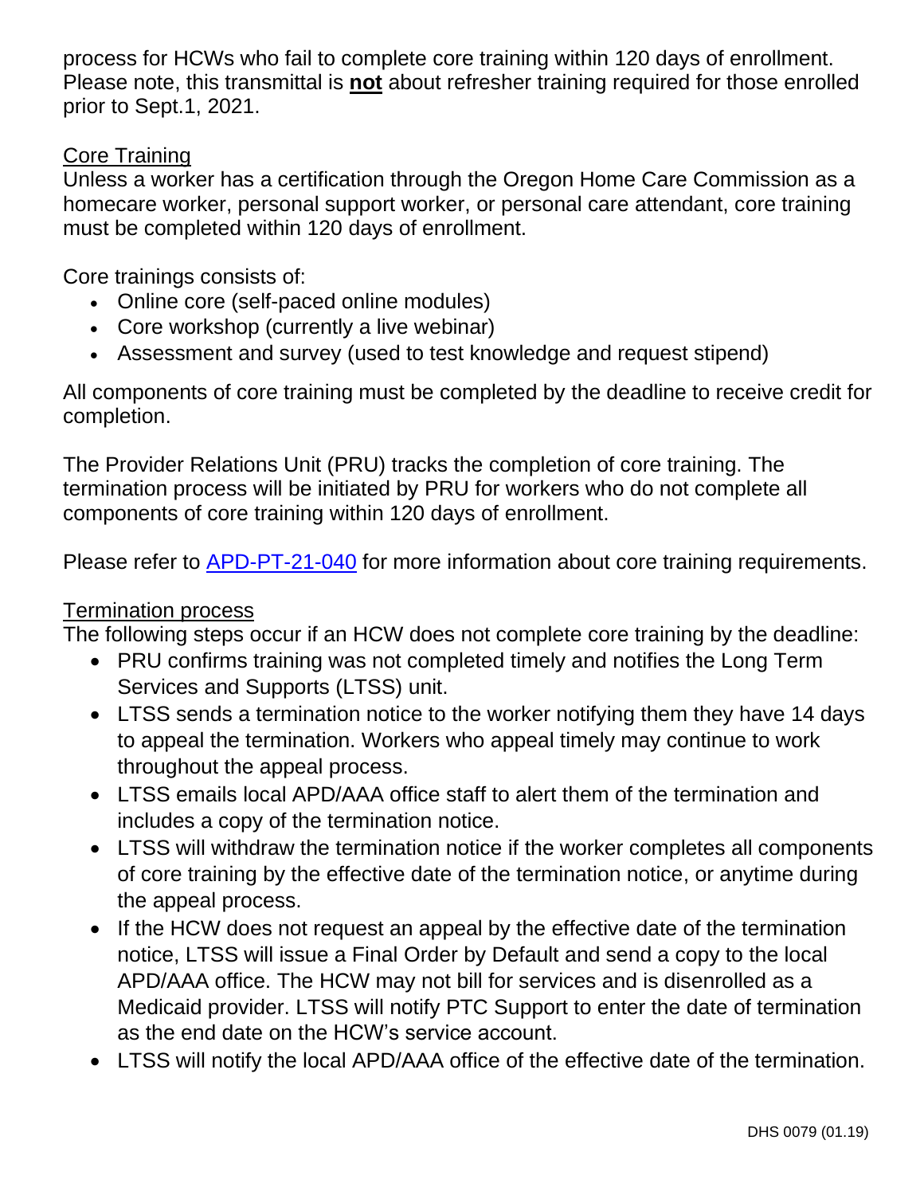process for HCWs who fail to complete core training within 120 days of enrollment. Please note, this transmittal is **not** about refresher training required for those enrolled prior to Sept.1, 2021.

Core Training

Unless a worker has a certification through the Oregon Home Care Commission as a homecare worker, personal support worker, or personal care attendant, core training must be completed within 120 days of enrollment.

Core trainings consists of:

- Online core (self-paced online modules)
- Core workshop (currently a live webinar)
- Assessment and survey (used to test knowledge and request stipend)

All components of core training must be completed by the deadline to receive credit for completion.

The Provider Relations Unit (PRU) tracks the completion of core training. The termination process will be initiated by PRU for workers who do not complete all components of core training within 120 days of enrollment.

Please refer to [APD-PT-21-040] for more information about core training requirements.

Termination process

The following steps occur if an HCW does not complete core training by the deadline:

- PRU confirms training was not completed timely and notifies the Long Term Services and Supports (LTSS) unit.
- LTSS sends a termination notice to the worker notifying them they have 14 days to appeal the termination. Workers who appeal timely may continue to work throughout the appeal process.
- LTSS emails local APD/AAA office staff to alert them of the termination and includes a copy of the termination notice.
- LTSS will withdraw the termination notice if the worker completes all components of core training by the effective date of the termination notice, or anytime during the appeal process.
- If the HCW does not request an appeal by the effective date of the termination notice, LTSS will issue a Final Order by Default and send a copy to the local APD/AAA office. The HCW may not bill for services and is disenrolled as a Medicaid provider. LTSS will notify PTC Support to enter the date of termination as the end date on the HCW's service account.
- LTSS will notify the local APD/AAA office of the effective date of the termination.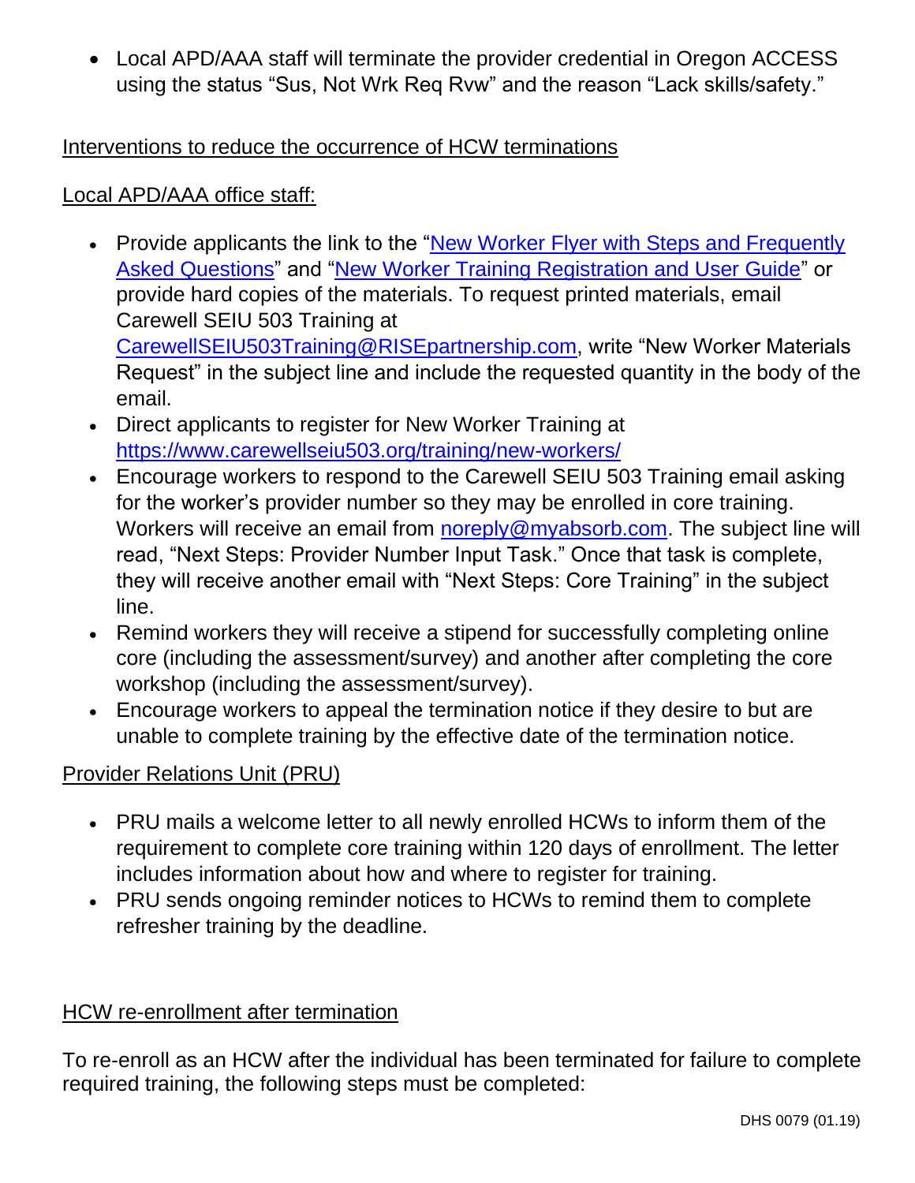- Local APD/AAA staff will terminate the provider credential in Oregon ACCESS using the status "Sus, Not Wrk Req Rvw" and the reason "Lack skills/safety."

Interventions to reduce the occurrence of HCW terminations

Local APD/AAA office staff:

- Provide applicants the link to the "New Worker Flyer with Steps and Frequently Asked Questions" and "New Worker Training Registration and User Guide" or provide hard copies of the materials. To request printed materials, email Carewell SEIU 503 Training at CarewellSEIU503Training@RISEpartnership.com, write "New Worker Materials Request" in the subject line and include the requested quantity in the body of the email.
- Direct applicants to register for New Worker Training at https://www.carewellseiu503.org/training/new-workers/
- Encourage workers to respond to the Carewell SEIU 503 Training email asking for the worker's provider number so they may be enrolled in core training. Workers will receive an email from noreply@myabsorb.com. The subject line will read, "Next Steps: Provider Number Input Task." Once that task is complete, they will receive another email with "Next Steps: Core Training" in the subject line.
- Remind workers they will receive a stipend for successfully completing online core (including the assessment/survey) and another after completing the core workshop (including the assessment/survey).
- Encourage workers to appeal the termination notice if they desire to but are unable to complete training by the effective date of the termination notice.

Provider Relations Unit (PRU)

- PRU mails a welcome letter to all newly enrolled HCWs to inform them of the requirement to complete core training within 120 days of enrollment. The letter includes information about how and where to register for training.
- PRU sends ongoing reminder notices to HCWs to remind them to complete refresher training by the deadline.

HCW re-enrollment after termination

To re-enroll as an HCW after the individual has been terminated for failure to complete required training, the following steps must be completed: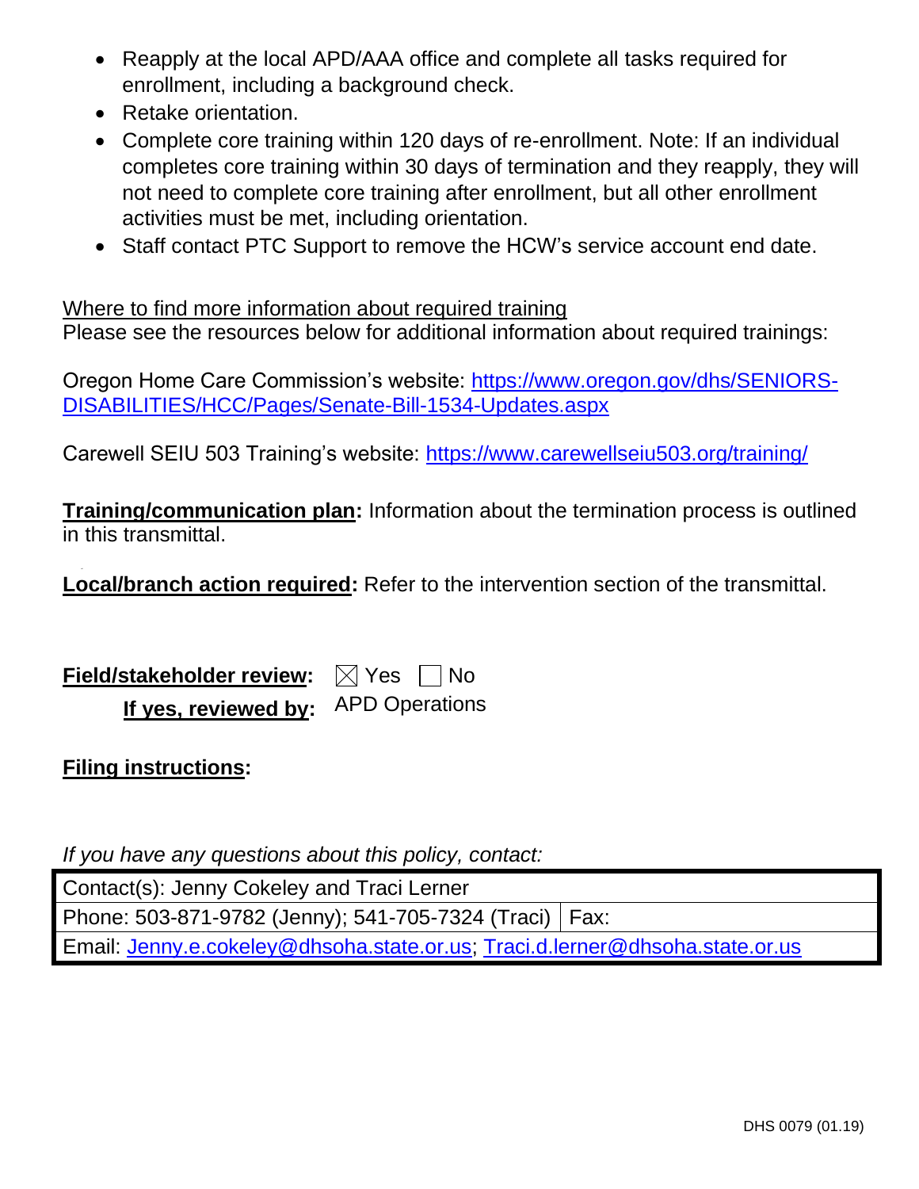- Reapply at the local APD/AAA office and complete all tasks required for enrollment, including a background check.
- Retake orientation.
- Complete core training within 120 days of re-enrollment. Note: If an individual completes core training within 30 days of termination and they reapply, they will not need to complete core training after enrollment, but all other enrollment activities must be met, including orientation.
- Staff contact PTC Support to remove the HCW's service account end date.

Where to find more information about required training

Please see the resources below for additional information about required trainings:

Oregon Home Care Commission's website: https://www.oregon.gov/dhs/SENIORS-DISABILITIES/HCC/Pages/Senate-Bill-1534-Updates.aspx

Carewell SEIU 503 Training's website: https://www.carewellseiu503.org/training/

**Training/communication plan:** Information about the termination process is outlined in this transmittal.

**Local/branch action required:** Refer to the intervention section of the transmittal.

**Field/stakeholder review:** ☒ Yes ☐ No

**If yes, reviewed by:** APD Operations

**Filing instructions:**

*If you have any questions about this policy, contact:*

| | |
|---|---|
| Contact(s): Jenny Cokeley and Traci Lerner | |
| Phone: 503-871-9782 (Jenny); 541-705-7324 (Traci) | Fax: |
| Email: Jenny.e.cokeley@dhsoha.state.or.us; Traci.d.lerner@dhsoha.state.or.us | |

DHS 0079 (01.19)